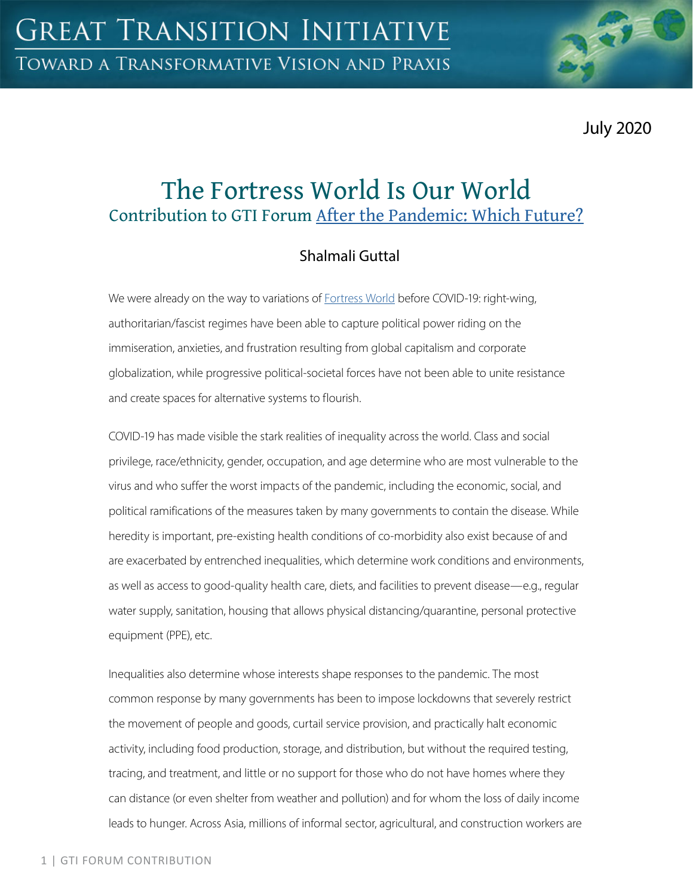# GREAT TRANSITION INITIATIVE

TOWARD A TRANSFORMATIVE VISION AND PRAXIS

July 2020

## The Fortress World Is Our World

### Contribution to GTI Forum After the Pandemic: Which Future?

Shalmali Guttal

We were already on the way to variations of Fortress World before COVID-19: right-wing, authoritarian/fascist regimes have been able to capture political power riding on the immiseration, anxieties, and frustration resulting from global capitalism and corporate globalization, while progressive political-societal forces have not been able to unite resistance and create spaces for alternative systems to flourish.

COVID-19 has made visible the stark realities of inequality across the world. Class and social privilege, race/ethnicity, gender, occupation, and age determine who are most vulnerable to the virus and who suffer the worst impacts of the pandemic, including the economic, social, and political ramifications of the measures taken by many governments to contain the disease. While heredity is important, pre-existing health conditions of co-morbidity also exist because of and are exacerbated by entrenched inequalities, which determine work conditions and environments, as well as access to good-quality health care, diets, and facilities to prevent disease—e.g., regular water supply, sanitation, housing that allows physical distancing/quarantine, personal protective equipment (PPE), etc.

Inequalities also determine whose interests shape responses to the pandemic. The most common response by many governments has been to impose lockdowns that severely restrict the movement of people and goods, curtail service provision, and practically halt economic activity, including food production, storage, and distribution, but without the required testing, tracing, and treatment, and little or no support for those who do not have homes where they can distance (or even shelter from weather and pollution) and for whom the loss of daily income leads to hunger. Across Asia, millions of informal sector, agricultural, and construction workers are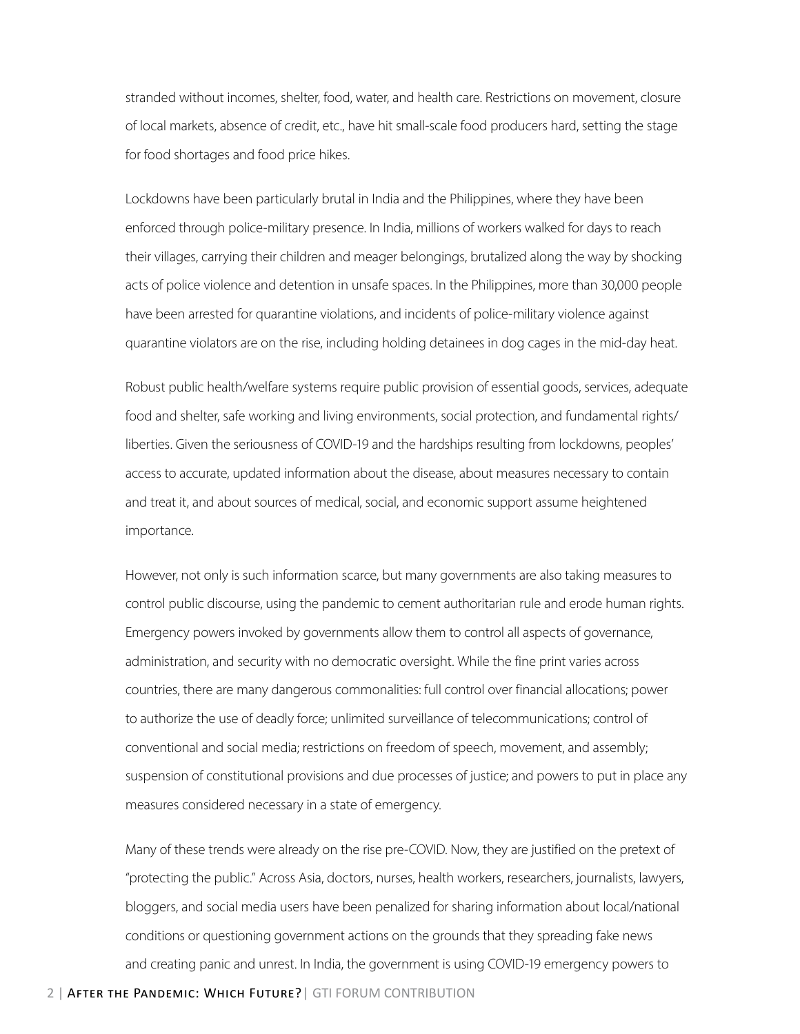stranded without incomes, shelter, food, water, and health care. Restrictions on movement, closure of local markets, absence of credit, etc., have hit small-scale food producers hard, setting the stage for food shortages and food price hikes.

Lockdowns have been particularly brutal in India and the Philippines, where they have been enforced through police-military presence. In India, millions of workers walked for days to reach their villages, carrying their children and meager belongings, brutalized along the way by shocking acts of police violence and detention in unsafe spaces. In the Philippines, more than 30,000 people have been arrested for quarantine violations, and incidents of police-military violence against quarantine violators are on the rise, including holding detainees in dog cages in the mid-day heat.

Robust public health/welfare systems require public provision of essential goods, services, adequate food and shelter, safe working and living environments, social protection, and fundamental rights/liberties. Given the seriousness of COVID-19 and the hardships resulting from lockdowns, peoples' access to accurate, updated information about the disease, about measures necessary to contain and treat it, and about sources of medical, social, and economic support assume heightened importance.

However, not only is such information scarce, but many governments are also taking measures to control public discourse, using the pandemic to cement authoritarian rule and erode human rights. Emergency powers invoked by governments allow them to control all aspects of governance, administration, and security with no democratic oversight. While the fine print varies across countries, there are many dangerous commonalities: full control over financial allocations; power to authorize the use of deadly force; unlimited surveillance of telecommunications; control of conventional and social media; restrictions on freedom of speech, movement, and assembly; suspension of constitutional provisions and due processes of justice; and powers to put in place any measures considered necessary in a state of emergency.

Many of these trends were already on the rise pre-COVID. Now, they are justified on the pretext of "protecting the public." Across Asia, doctors, nurses, health workers, researchers, journalists, lawyers, bloggers, and social media users have been penalized for sharing information about local/national conditions or questioning government actions on the grounds that they spreading fake news and creating panic and unrest. In India, the government is using COVID-19 emergency powers to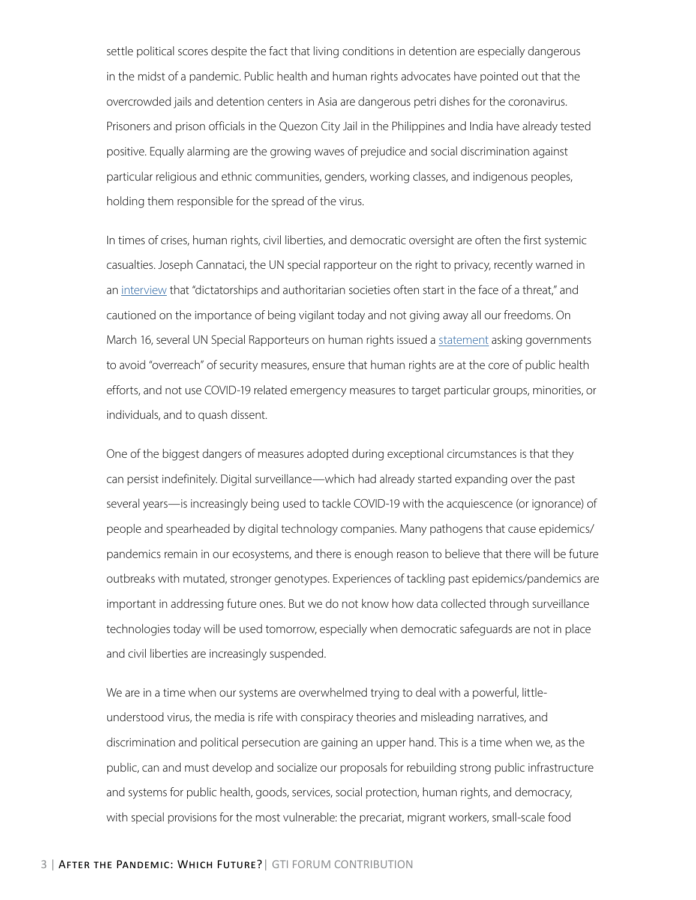settle political scores despite the fact that living conditions in detention are especially dangerous in the midst of a pandemic. Public health and human rights advocates have pointed out that the overcrowded jails and detention centers in Asia are dangerous petri dishes for the coronavirus. Prisoners and prison officials in the Quezon City Jail in the Philippines and India have already tested positive. Equally alarming are the growing waves of prejudice and social discrimination against particular religious and ethnic communities, genders, working classes, and indigenous peoples, holding them responsible for the spread of the virus.

In times of crises, human rights, civil liberties, and democratic oversight are often the first systemic casualties. Joseph Cannataci, the UN special rapporteur on the right to privacy, recently warned in an interview that "dictatorships and authoritarian societies often start in the face of a threat," and cautioned on the importance of being vigilant today and not giving away all our freedoms. On March 16, several UN Special Rapporteurs on human rights issued a statement asking governments to avoid "overreach" of security measures, ensure that human rights are at the core of public health efforts, and not use COVID-19 related emergency measures to target particular groups, minorities, or individuals, and to quash dissent.

One of the biggest dangers of measures adopted during exceptional circumstances is that they can persist indefinitely. Digital surveillance—which had already started expanding over the past several years—is increasingly being used to tackle COVID-19 with the acquiescence (or ignorance) of people and spearheaded by digital technology companies. Many pathogens that cause epidemics/pandemics remain in our ecosystems, and there is enough reason to believe that there will be future outbreaks with mutated, stronger genotypes. Experiences of tackling past epidemics/pandemics are important in addressing future ones. But we do not know how data collected through surveillance technologies today will be used tomorrow, especially when democratic safeguards are not in place and civil liberties are increasingly suspended.

We are in a time when our systems are overwhelmed trying to deal with a powerful, little-understood virus, the media is rife with conspiracy theories and misleading narratives, and discrimination and political persecution are gaining an upper hand. This is a time when we, as the public, can and must develop and socialize our proposals for rebuilding strong public infrastructure and systems for public health, goods, services, social protection, human rights, and democracy, with special provisions for the most vulnerable: the precariat, migrant workers, small-scale food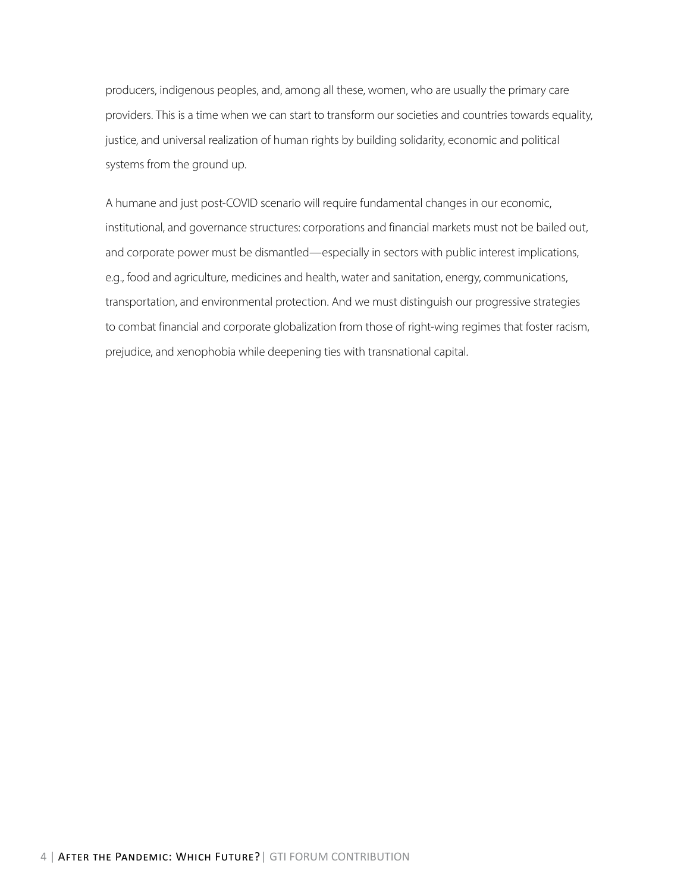producers, indigenous peoples, and, among all these, women, who are usually the primary care providers. This is a time when we can start to transform our societies and countries towards equality, justice, and universal realization of human rights by building solidarity, economic and political systems from the ground up.

A humane and just post-COVID scenario will require fundamental changes in our economic, institutional, and governance structures: corporations and financial markets must not be bailed out, and corporate power must be dismantled—especially in sectors with public interest implications, e.g., food and agriculture, medicines and health, water and sanitation, energy, communications, transportation, and environmental protection. And we must distinguish our progressive strategies to combat financial and corporate globalization from those of right-wing regimes that foster racism, prejudice, and xenophobia while deepening ties with transnational capital.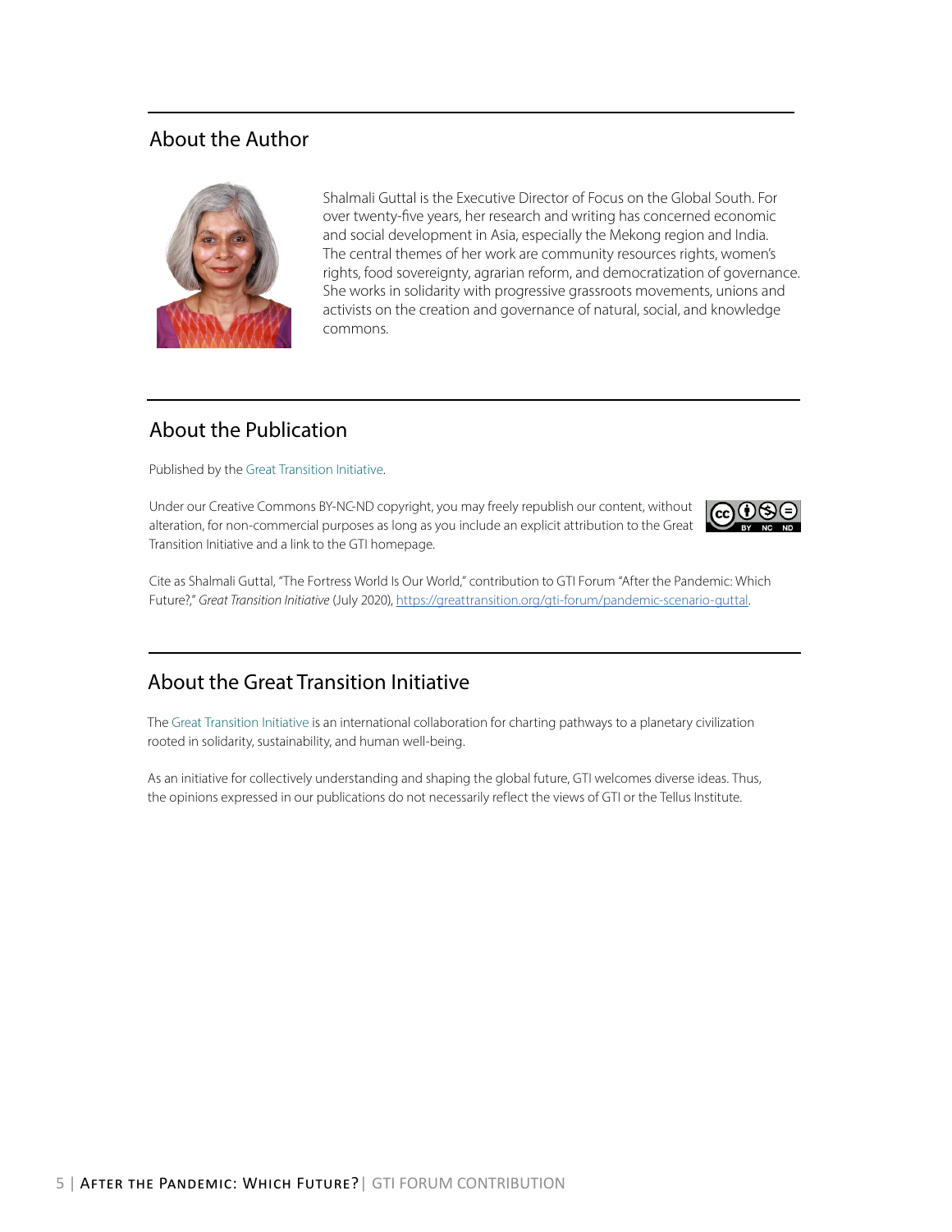## About the Author

Shalmali Guttal is the Executive Director of Focus on the Global South. For over twenty-five years, her research and writing has concerned economic and social development in Asia, especially the Mekong region and India. The central themes of her work are community resources rights, women's rights, food sovereignty, agrarian reform, and democratization of governance. She works in solidarity with progressive grassroots movements, unions and activists on the creation and governance of natural, social, and knowledge commons.

## About the Publication

Published by the Great Transition Initiative.

Under our Creative Commons BY-NC-ND copyright, you may freely republish our content, without alteration, for non-commercial purposes as long as you include an explicit attribution to the Great Transition Initiative and a link to the GTI homepage.

Cite as Shalmali Guttal, "The Fortress World Is Our World," contribution to GTI Forum "After the Pandemic: Which Future?," *Great Transition Initiative* (July 2020), https://greattransition.org/gti-forum/pandemic-scenario-guttal.

## About the Great Transition Initiative

The Great Transition Initiative is an international collaboration for charting pathways to a planetary civilization rooted in solidarity, sustainability, and human well-being.

As an initiative for collectively understanding and shaping the global future, GTI welcomes diverse ideas. Thus, the opinions expressed in our publications do not necessarily reflect the views of GTI or the Tellus Institute.